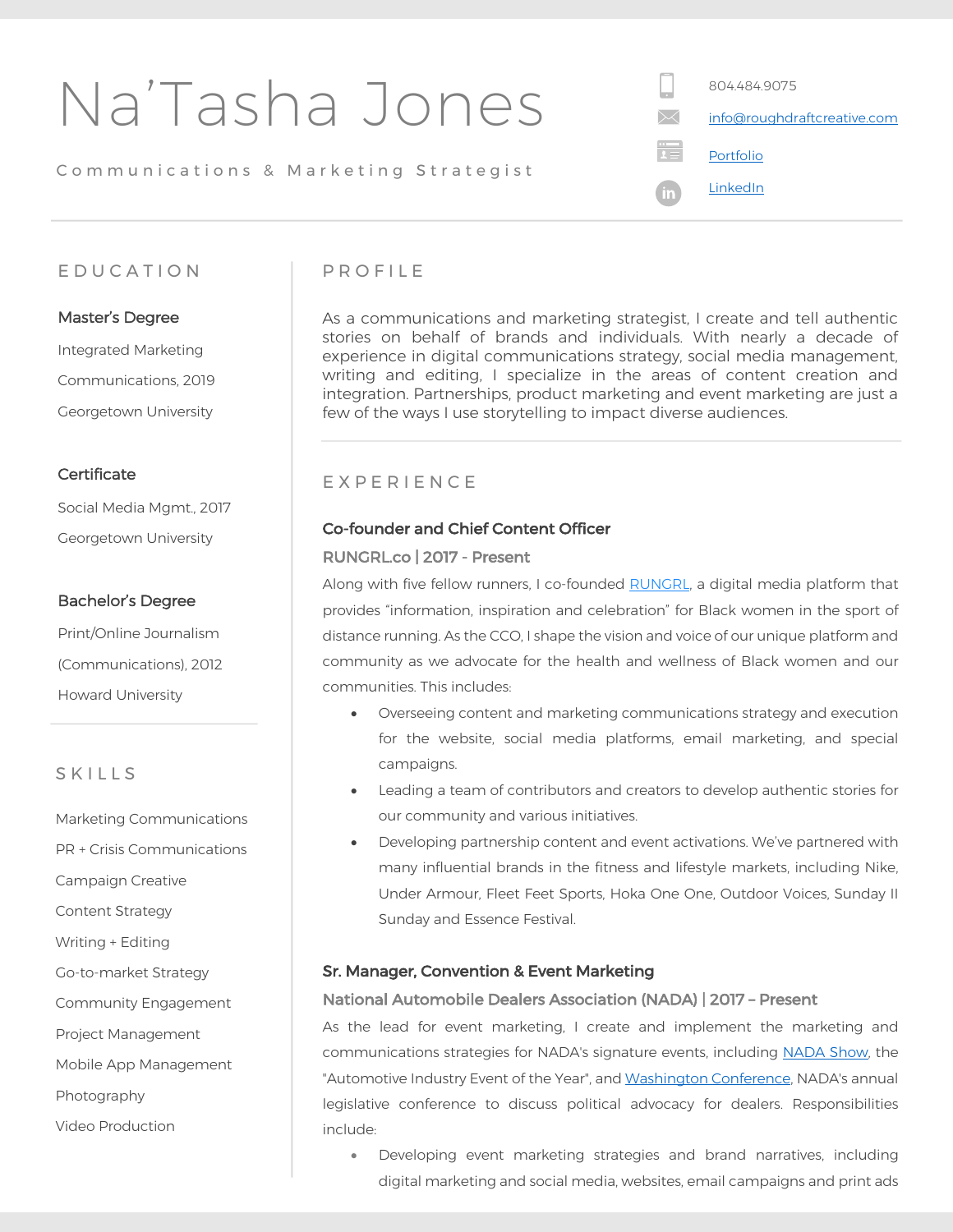# Na'Tasha Jones

Communications & Marketing Strategist

804.484.9075

info@roughdraftcreative.com

Portfolio

LinkedIn

## EDUCATION

### Master's Degree

Integrated Marketing

Communications, 2019

Georgetown University

### Certificate

Social Media Mgmt., 2017

Georgetown University

### Bachelor's Degree

Print/Online Journalism

(Communications), 2012

Howard University

## SKILLS

Marketing Communications

PR + Crisis Communications

Campaign Creative

Content Strategy

Writing + Editing

Go-to-market Strategy

Community Engagement

Project Management

Mobile App Management

Photography

Video Production

## PROFILE

As a communications and marketing strategist, I create and tell authentic stories on behalf of brands and individuals. With nearly a decade of experience in digital communications strategy, social media management, writing and editing, I specialize in the areas of content creation and integration. Partnerships, product marketing and event marketing are just a few of the ways I use storytelling to impact diverse audiences.

## EXPERIENCE

### Co-founder and Chief Content Officer

**RUNGRL.co | 2017 - Present**

Along with five fellow runners, I co-founded RUNGRL, a digital media platform that provides "information, inspiration and celebration" for Black women in the sport of distance running. As the CCO, I shape the vision and voice of our unique platform and community as we advocate for the health and wellness of Black women and our communities. This includes:

- Overseeing content and marketing communications strategy and execution for the website, social media platforms, email marketing, and special campaigns.
- Leading a team of contributors and creators to develop authentic stories for our community and various initiatives.
- Developing partnership content and event activations. We've partnered with many influential brands in the fitness and lifestyle markets, including Nike, Under Armour, Fleet Feet Sports, Hoka One One, Outdoor Voices, Sunday II Sunday and Essence Festival.

### Sr. Manager, Convention & Event Marketing

**National Automobile Dealers Association (NADA) | 2017 – Present**

As the lead for event marketing, I create and implement the marketing and communications strategies for NADA's signature events, including NADA Show, the "Automotive Industry Event of the Year", and Washington Conference, NADA's annual legislative conference to discuss political advocacy for dealers. Responsibilities include:

- Developing event marketing strategies and brand narratives, including digital marketing and social media, websites, email campaigns and print ads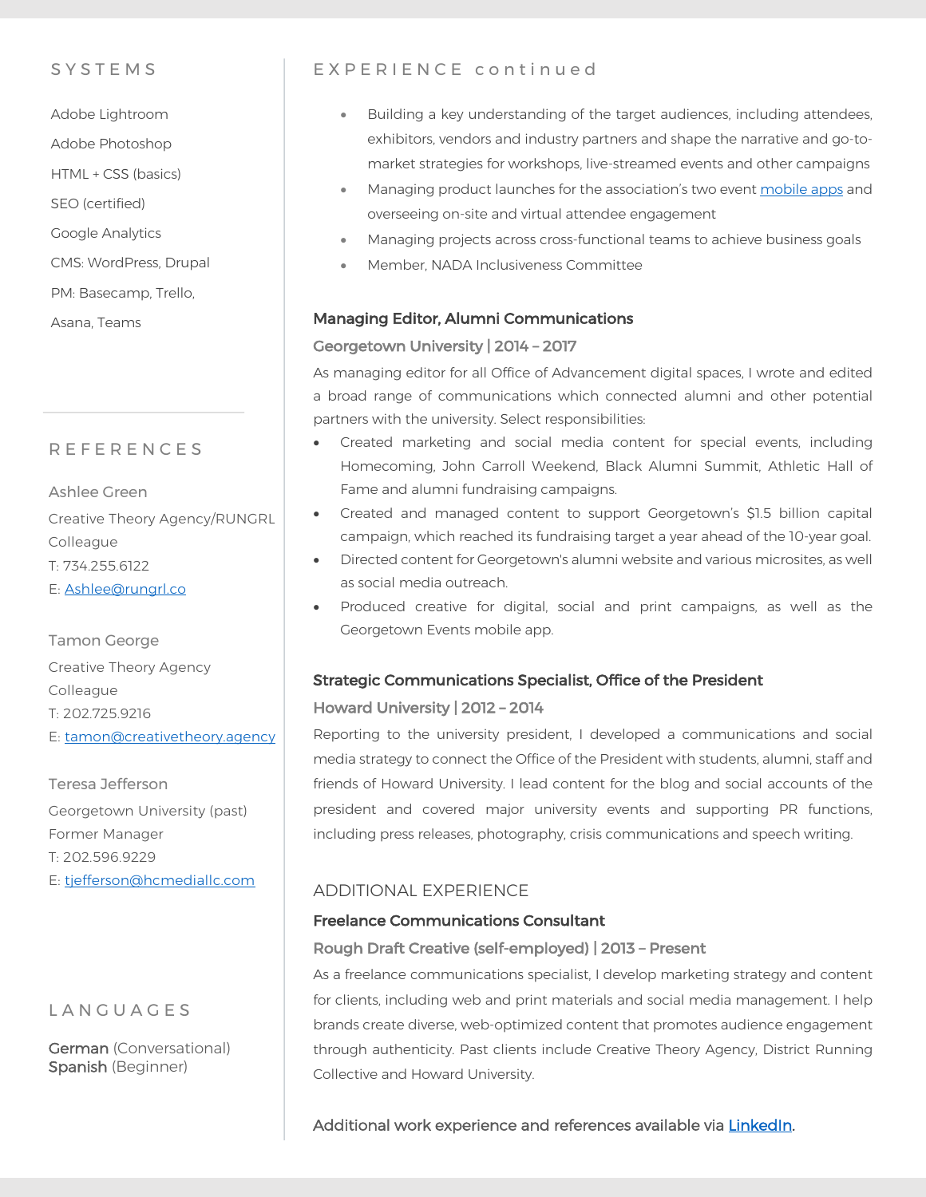## SYSTEMS

Adobe Lightroom

Adobe Photoshop

HTML + CSS (basics)

SEO (certified)

Google Analytics

CMS: WordPress, Drupal

PM: Basecamp, Trello, Asana, Teams

## REFERENCES

Ashlee Green
Creative Theory Agency/RUNGRL
Colleague
T: 734.255.6122
E: Ashlee@rungrl.co

Tamon George
Creative Theory Agency
Colleague
T: 202.725.9216
E: tamon@creativetheory.agency

Teresa Jefferson
Georgetown University (past)
Former Manager
T: 202.596.9229
E: tjefferson@hcmediallc.com

## LANGUAGES

**German** (Conversational)
**Spanish** (Beginner)

## EXPERIENCE continued

- Building a key understanding of the target audiences, including attendees, exhibitors, vendors and industry partners and shape the narrative and go-to-market strategies for workshops, live-streamed events and other campaigns
- Managing product launches for the association's two event mobile apps and overseeing on-site and virtual attendee engagement
- Managing projects across cross-functional teams to achieve business goals
- Member, NADA Inclusiveness Committee

### Managing Editor, Alumni Communications

Georgetown University | 2014 – 2017

As managing editor for all Office of Advancement digital spaces, I wrote and edited a broad range of communications which connected alumni and other potential partners with the university. Select responsibilities:

- Created marketing and social media content for special events, including Homecoming, John Carroll Weekend, Black Alumni Summit, Athletic Hall of Fame and alumni fundraising campaigns.
- Created and managed content to support Georgetown's $1.5 billion capital campaign, which reached its fundraising target a year ahead of the 10-year goal.
- Directed content for Georgetown's alumni website and various microsites, as well as social media outreach.
- Produced creative for digital, social and print campaigns, as well as the Georgetown Events mobile app.

### Strategic Communications Specialist, Office of the President

Howard University | 2012 – 2014

Reporting to the university president, I developed a communications and social media strategy to connect the Office of the President with students, alumni, staff and friends of Howard University. I lead content for the blog and social accounts of the president and covered major university events and supporting PR functions, including press releases, photography, crisis communications and speech writing.

## ADDITIONAL EXPERIENCE

### Freelance Communications Consultant

Rough Draft Creative (self-employed) | 2013 – Present

As a freelance communications specialist, I develop marketing strategy and content for clients, including web and print materials and social media management. I help brands create diverse, web-optimized content that promotes audience engagement through authenticity. Past clients include Creative Theory Agency, District Running Collective and Howard University.

Additional work experience and references available via LinkedIn.